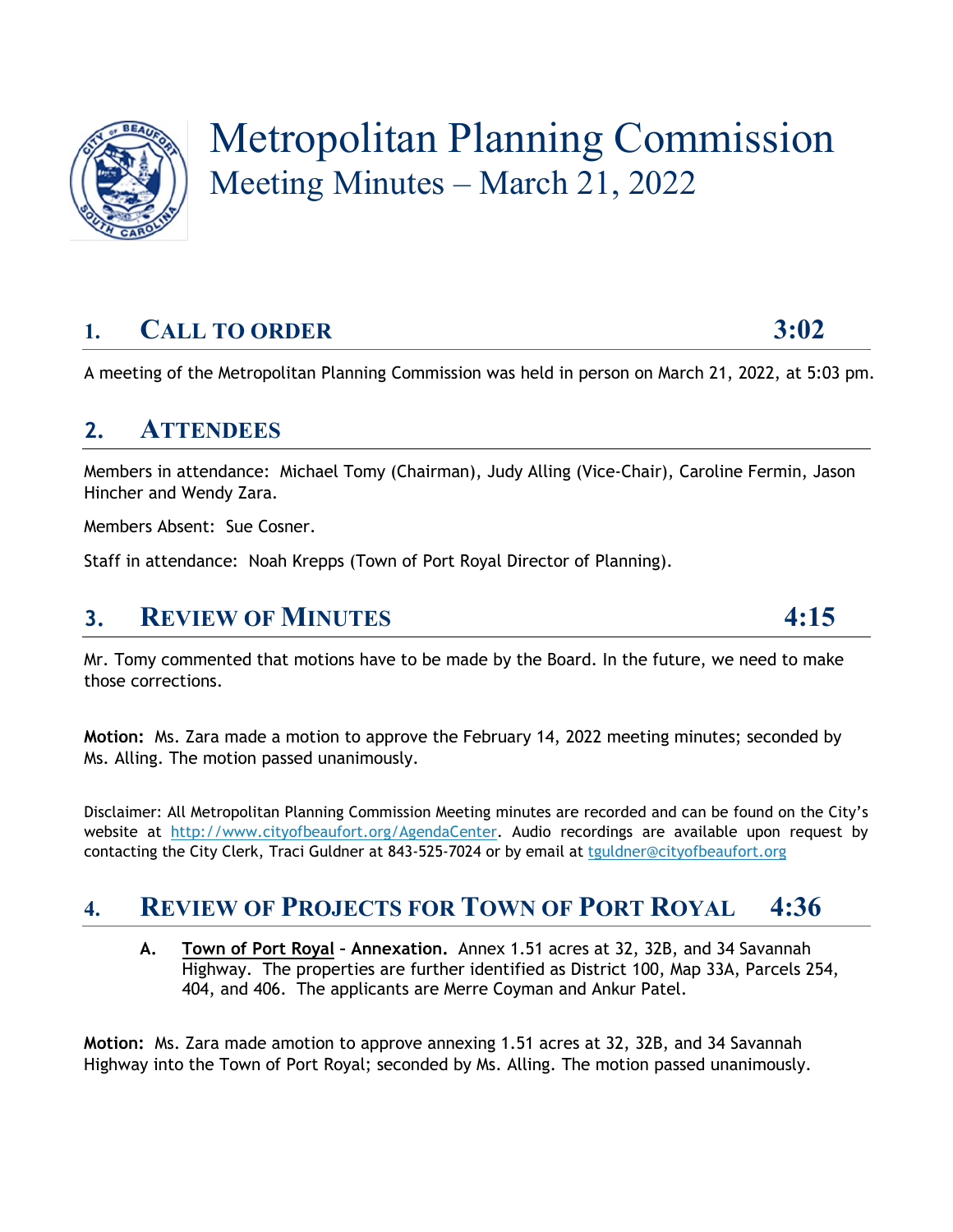# Metropolitan Planning Commission
## Meeting Minutes – March 21, 2022

## 1. CALL TO ORDER 3:02

A meeting of the Metropolitan Planning Commission was held in person on March 21, 2022, at 5:03 pm.

## 2. ATTENDEES

Members in attendance: Michael Tomy (Chairman), Judy Alling (Vice-Chair), Caroline Fermin, Jason Hincher and Wendy Zara.

Members Absent: Sue Cosner.

Staff in attendance: Noah Krepps (Town of Port Royal Director of Planning).

## 3. REVIEW OF MINUTES 4:15

Mr. Tomy commented that motions have to be made by the Board. In the future, we need to make those corrections.

**Motion:** Ms. Zara made a motion to approve the February 14, 2022 meeting minutes; seconded by Ms. Alling. The motion passed unanimously.

Disclaimer: All Metropolitan Planning Commission Meeting minutes are recorded and can be found on the City's website at http://www.cityofbeaufort.org/AgendaCenter. Audio recordings are available upon request by contacting the City Clerk, Traci Guldner at 843-525-7024 or by email at tguldner@cityofbeaufort.org

## 4. REVIEW OF PROJECTS FOR TOWN OF PORT ROYAL 4:36

**A. Town of Port Royal – Annexation.** Annex 1.51 acres at 32, 32B, and 34 Savannah Highway. The properties are further identified as District 100, Map 33A, Parcels 254, 404, and 406. The applicants are Merre Coyman and Ankur Patel.

**Motion:** Ms. Zara made amotion to approve annexing 1.51 acres at 32, 32B, and 34 Savannah Highway into the Town of Port Royal; seconded by Ms. Alling. The motion passed unanimously.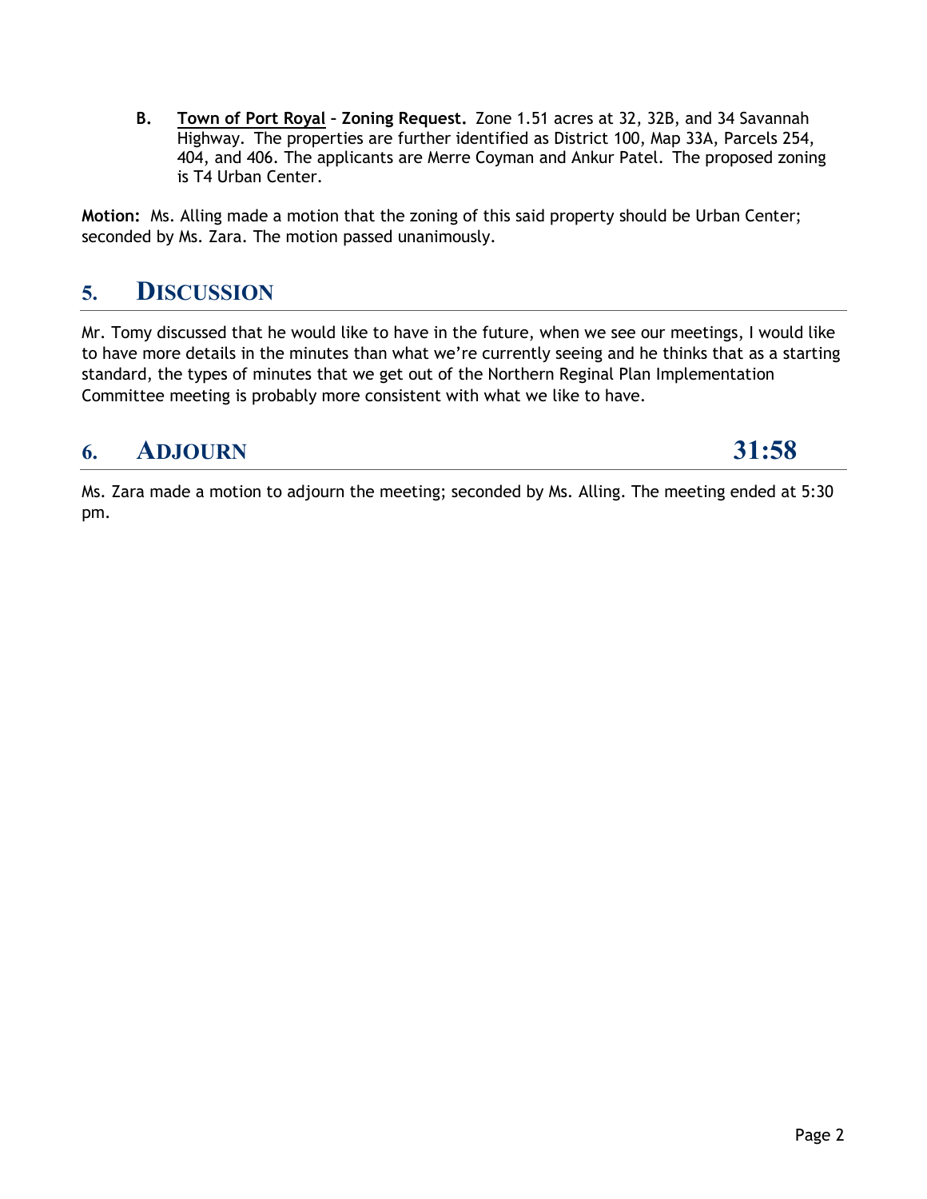**B. <u>Town of Port Royal</u> – Zoning Request.** Zone 1.51 acres at 32, 32B, and 34 Savannah Highway. The properties are further identified as District 100, Map 33A, Parcels 254, 404, and 406. The applicants are Merre Coyman and Ankur Patel. The proposed zoning is T4 Urban Center.

**Motion:** Ms. Alling made a motion that the zoning of this said property should be Urban Center; seconded by Ms. Zara. The motion passed unanimously.

## 5. DISCUSSION

Mr. Tomy discussed that he would like to have in the future, when we see our meetings, I would like to have more details in the minutes than what we're currently seeing and he thinks that as a starting standard, the types of minutes that we get out of the Northern Reginal Plan Implementation Committee meeting is probably more consistent with what we like to have.

## 6. ADJOURN 31:58

Ms. Zara made a motion to adjourn the meeting; seconded by Ms. Alling. The meeting ended at 5:30 pm.